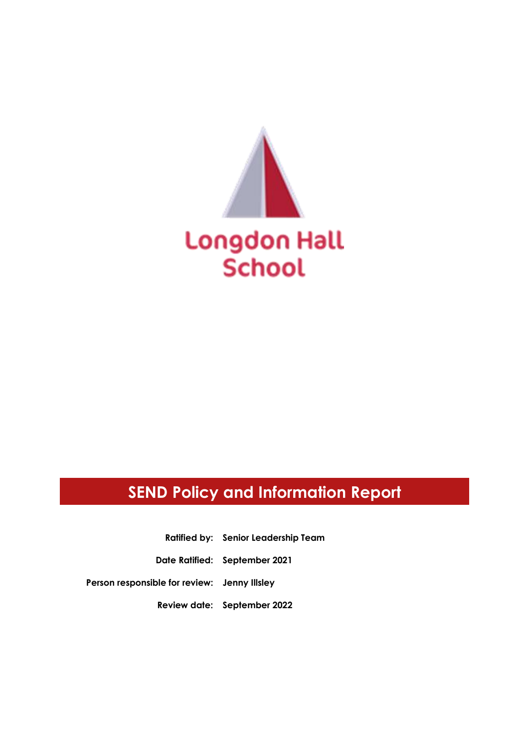Longdon Hall School

# SEND Policy and Information Report

| | |
|---|---|
| **Ratified by:** | **Senior Leadership Team** |
| **Date Ratified:** | **September 2021** |
| **Person responsible for review:** | **Jenny Illsley** |
| **Review date:** | **September 2022** |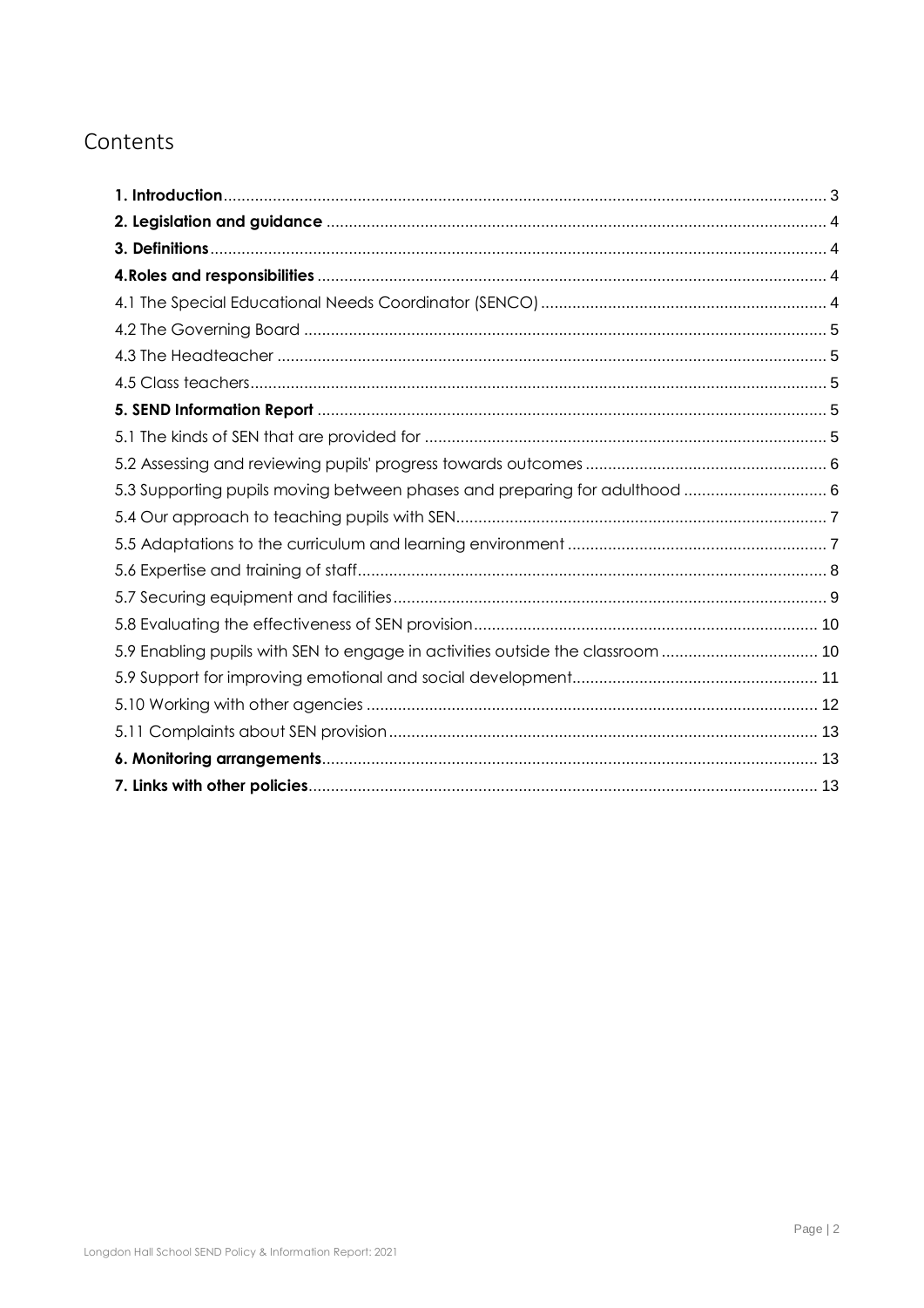# Contents

**1. Introduction** ..... 3
**2. Legislation and guidance** ..... 4
**3. Definitions** ..... 4
**4.Roles and responsibilities** ..... 4
4.1 The Special Educational Needs Coordinator (SENCO) ..... 4
4.2 The Governing Board ..... 5
4.3 The Headteacher ..... 5
4.5 Class teachers ..... 5
**5. SEND Information Report** ..... 5
5.1 The kinds of SEN that are provided for ..... 5
5.2 Assessing and reviewing pupils' progress towards outcomes ..... 6
5.3 Supporting pupils moving between phases and preparing for adulthood ..... 6
5.4 Our approach to teaching pupils with SEN ..... 7
5.5 Adaptations to the curriculum and learning environment ..... 7
5.6 Expertise and training of staff ..... 8
5.7 Securing equipment and facilities ..... 9
5.8 Evaluating the effectiveness of SEN provision ..... 10
5.9 Enabling pupils with SEN to engage in activities outside the classroom ..... 10
5.9 Support for improving emotional and social development ..... 11
5.10 Working with other agencies ..... 12
5.11 Complaints about SEN provision ..... 13
**6. Monitoring arrangements** ..... 13
**7. Links with other policies** ..... 13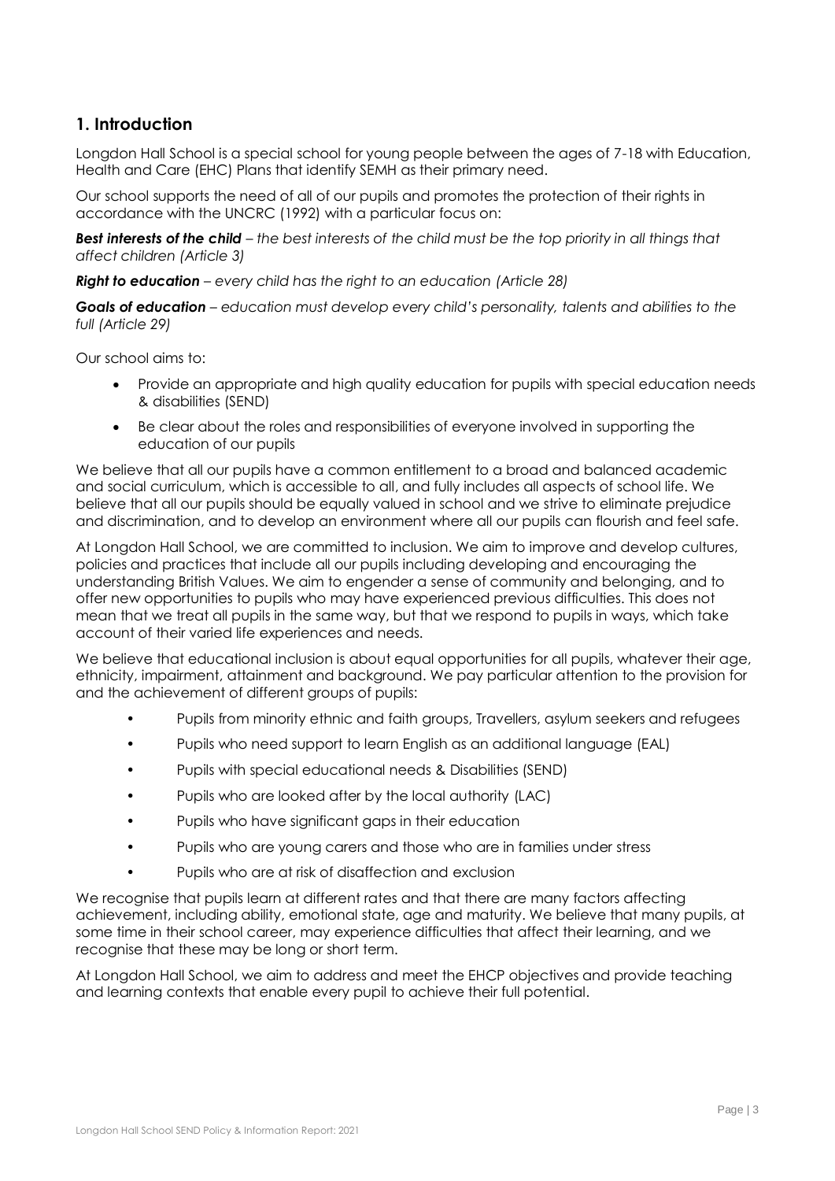## 1. Introduction

Longdon Hall School is a special school for young people between the ages of 7-18 with Education, Health and Care (EHC) Plans that identify SEMH as their primary need.

Our school supports the need of all of our pupils and promotes the protection of their rights in accordance with the UNCRC (1992) with a particular focus on:

***Best interests of the child*** *– the best interests of the child must be the top priority in all things that affect children (Article 3)*

***Right to education*** *– every child has the right to an education (Article 28)*

***Goals of education*** *– education must develop every child's personality, talents and abilities to the full (Article 29)*

Our school aims to:

- Provide an appropriate and high quality education for pupils with special education needs & disabilities (SEND)
- Be clear about the roles and responsibilities of everyone involved in supporting the education of our pupils

We believe that all our pupils have a common entitlement to a broad and balanced academic and social curriculum, which is accessible to all, and fully includes all aspects of school life. We believe that all our pupils should be equally valued in school and we strive to eliminate prejudice and discrimination, and to develop an environment where all our pupils can flourish and feel safe.

At Longdon Hall School, we are committed to inclusion. We aim to improve and develop cultures, policies and practices that include all our pupils including developing and encouraging the understanding British Values. We aim to engender a sense of community and belonging, and to offer new opportunities to pupils who may have experienced previous difficulties. This does not mean that we treat all pupils in the same way, but that we respond to pupils in ways, which take account of their varied life experiences and needs.

We believe that educational inclusion is about equal opportunities for all pupils, whatever their age, ethnicity, impairment, attainment and background. We pay particular attention to the provision for and the achievement of different groups of pupils:

- Pupils from minority ethnic and faith groups, Travellers, asylum seekers and refugees
- Pupils who need support to learn English as an additional language (EAL)
- Pupils with special educational needs & Disabilities (SEND)
- Pupils who are looked after by the local authority (LAC)
- Pupils who have significant gaps in their education
- Pupils who are young carers and those who are in families under stress
- Pupils who are at risk of disaffection and exclusion

We recognise that pupils learn at different rates and that there are many factors affecting achievement, including ability, emotional state, age and maturity. We believe that many pupils, at some time in their school career, may experience difficulties that affect their learning, and we recognise that these may be long or short term.

At Longdon Hall School, we aim to address and meet the EHCP objectives and provide teaching and learning contexts that enable every pupil to achieve their full potential.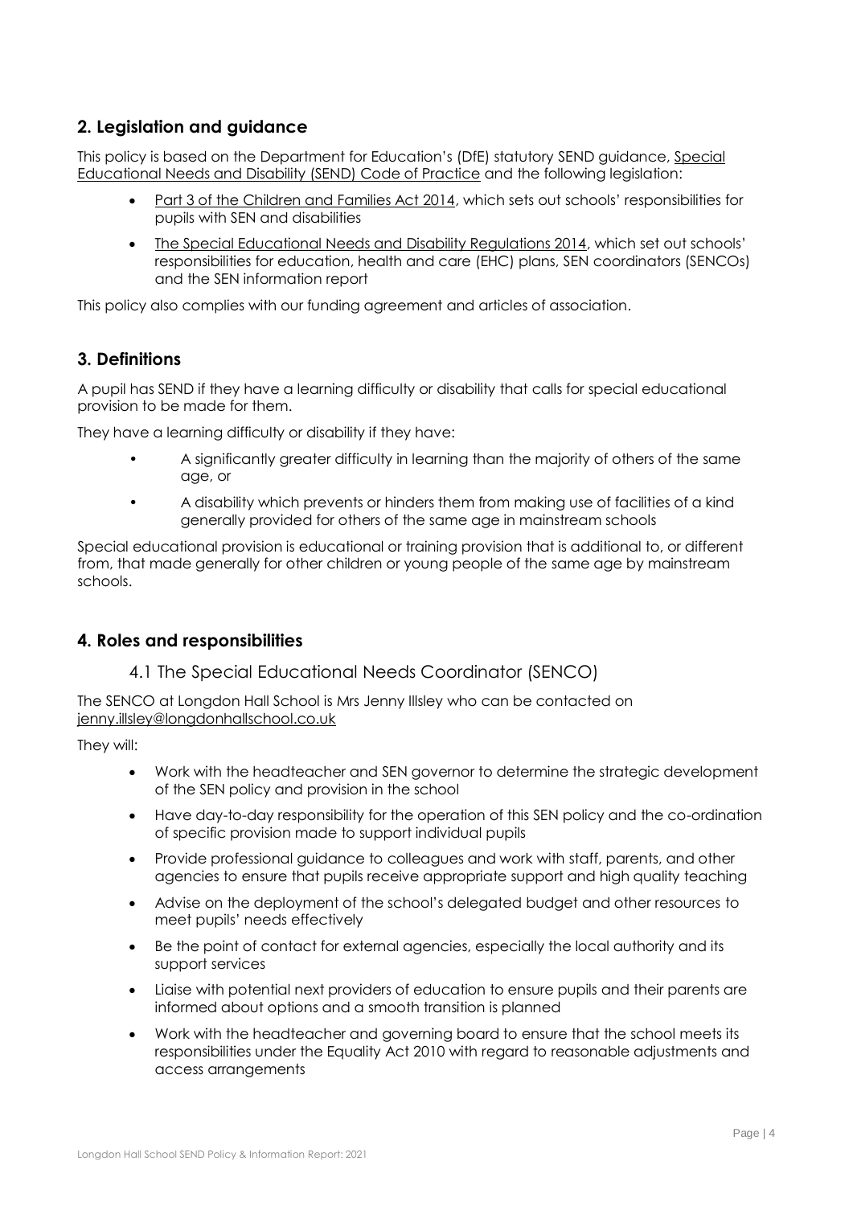## 2. Legislation and guidance

This policy is based on the Department for Education's (DfE) statutory SEND guidance, Special Educational Needs and Disability (SEND) Code of Practice and the following legislation:

- Part 3 of the Children and Families Act 2014, which sets out schools' responsibilities for pupils with SEN and disabilities
- The Special Educational Needs and Disability Regulations 2014, which set out schools' responsibilities for education, health and care (EHC) plans, SEN coordinators (SENCOs) and the SEN information report

This policy also complies with our funding agreement and articles of association.

## 3. Definitions

A pupil has SEND if they have a learning difficulty or disability that calls for special educational provision to be made for them.

They have a learning difficulty or disability if they have:

- A significantly greater difficulty in learning than the majority of others of the same age, or
- A disability which prevents or hinders them from making use of facilities of a kind generally provided for others of the same age in mainstream schools

Special educational provision is educational or training provision that is additional to, or different from, that made generally for other children or young people of the same age by mainstream schools.

## 4. Roles and responsibilities

### 4.1 The Special Educational Needs Coordinator (SENCO)

The SENCO at Longdon Hall School is Mrs Jenny Illsley who can be contacted on jenny.illsley@longdonhallschool.co.uk

They will:

- Work with the headteacher and SEN governor to determine the strategic development of the SEN policy and provision in the school
- Have day-to-day responsibility for the operation of this SEN policy and the co-ordination of specific provision made to support individual pupils
- Provide professional guidance to colleagues and work with staff, parents, and other agencies to ensure that pupils receive appropriate support and high quality teaching
- Advise on the deployment of the school's delegated budget and other resources to meet pupils' needs effectively
- Be the point of contact for external agencies, especially the local authority and its support services
- Liaise with potential next providers of education to ensure pupils and their parents are informed about options and a smooth transition is planned
- Work with the headteacher and governing board to ensure that the school meets its responsibilities under the Equality Act 2010 with regard to reasonable adjustments and access arrangements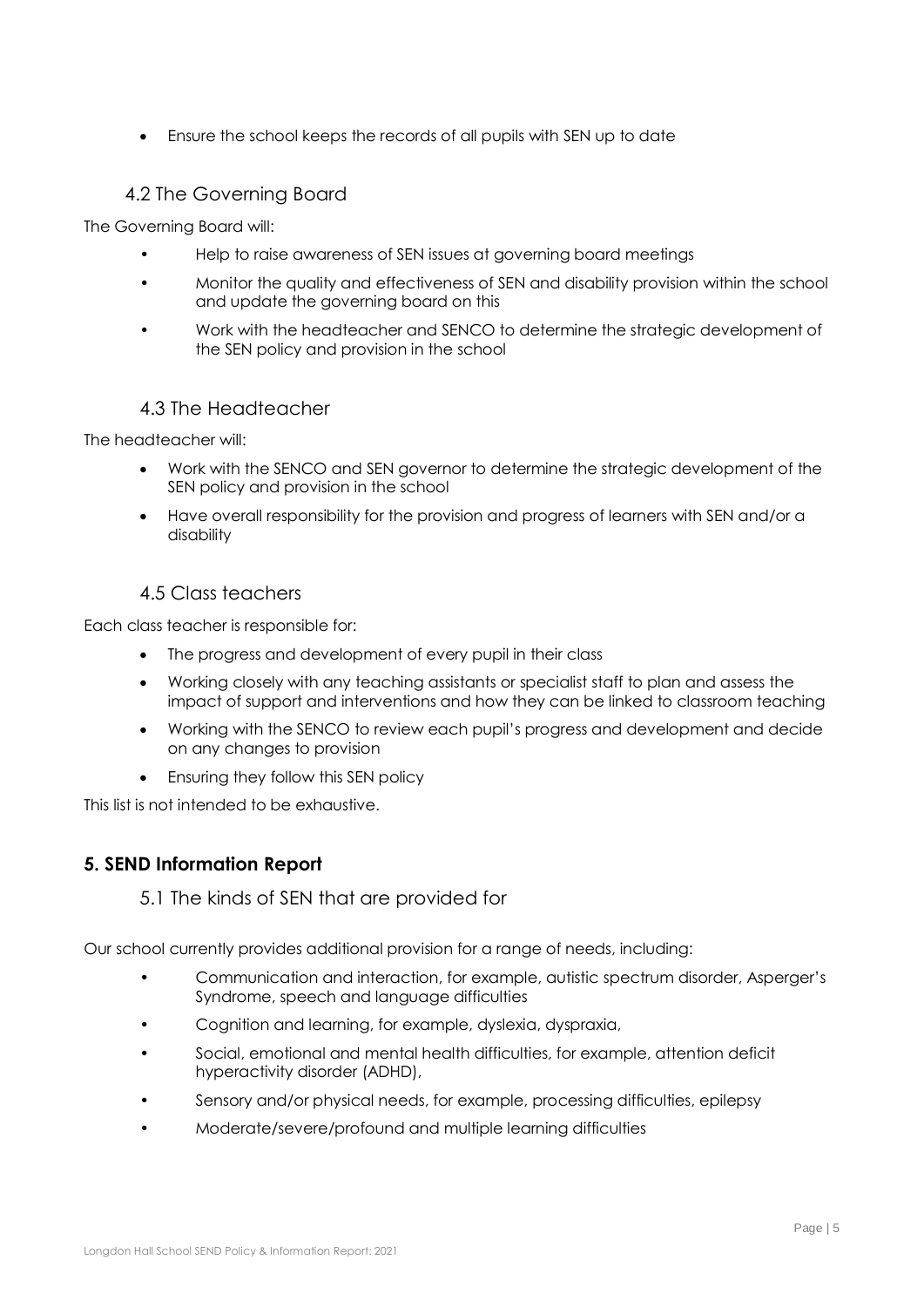- Ensure the school keeps the records of all pupils with SEN up to date

### 4.2 The Governing Board

The Governing Board will:

- Help to raise awareness of SEN issues at governing board meetings
- Monitor the quality and effectiveness of SEN and disability provision within the school and update the governing board on this
- Work with the headteacher and SENCO to determine the strategic development of the SEN policy and provision in the school

### 4.3 The Headteacher

The headteacher will:

- Work with the SENCO and SEN governor to determine the strategic development of the SEN policy and provision in the school
- Have overall responsibility for the provision and progress of learners with SEN and/or a disability

### 4.5 Class teachers

Each class teacher is responsible for:

- The progress and development of every pupil in their class
- Working closely with any teaching assistants or specialist staff to plan and assess the impact of support and interventions and how they can be linked to classroom teaching
- Working with the SENCO to review each pupil's progress and development and decide on any changes to provision
- Ensuring they follow this SEN policy

This list is not intended to be exhaustive.

## 5. SEND Information Report

### 5.1 The kinds of SEN that are provided for

Our school currently provides additional provision for a range of needs, including:

- Communication and interaction, for example, autistic spectrum disorder, Asperger's Syndrome, speech and language difficulties
- Cognition and learning, for example, dyslexia, dyspraxia,
- Social, emotional and mental health difficulties, for example, attention deficit hyperactivity disorder (ADHD),
- Sensory and/or physical needs, for example, processing difficulties, epilepsy
- Moderate/severe/profound and multiple learning difficulties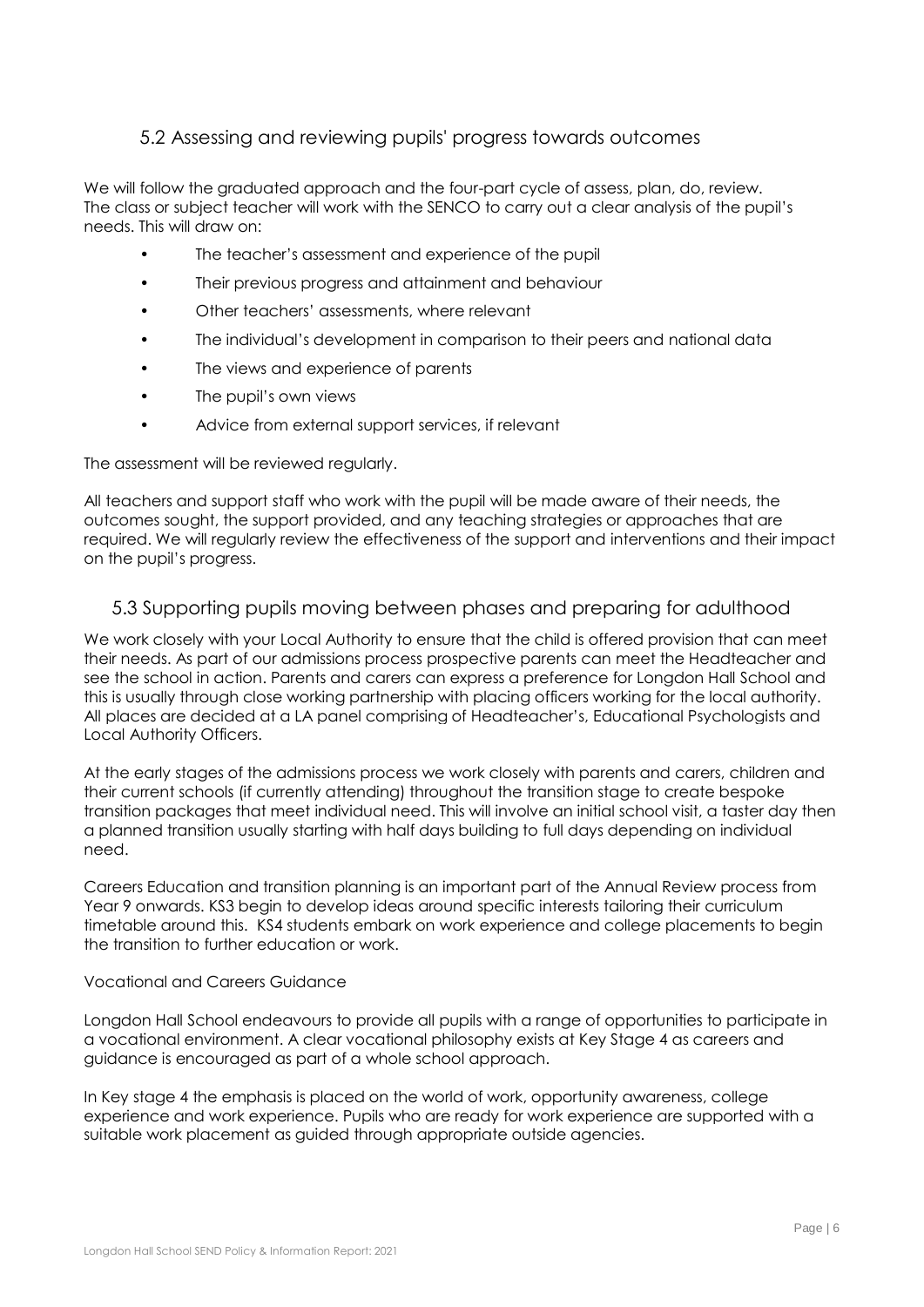## 5.2 Assessing and reviewing pupils' progress towards outcomes

We will follow the graduated approach and the four-part cycle of assess, plan, do, review. The class or subject teacher will work with the SENCO to carry out a clear analysis of the pupil's needs. This will draw on:

- The teacher's assessment and experience of the pupil
- Their previous progress and attainment and behaviour
- Other teachers' assessments, where relevant
- The individual's development in comparison to their peers and national data
- The views and experience of parents
- The pupil's own views
- Advice from external support services, if relevant

The assessment will be reviewed regularly.

All teachers and support staff who work with the pupil will be made aware of their needs, the outcomes sought, the support provided, and any teaching strategies or approaches that are required. We will regularly review the effectiveness of the support and interventions and their impact on the pupil's progress.

## 5.3 Supporting pupils moving between phases and preparing for adulthood

We work closely with your Local Authority to ensure that the child is offered provision that can meet their needs. As part of our admissions process prospective parents can meet the Headteacher and see the school in action. Parents and carers can express a preference for Longdon Hall School and this is usually through close working partnership with placing officers working for the local authority. All places are decided at a LA panel comprising of Headteacher's, Educational Psychologists and Local Authority Officers.

At the early stages of the admissions process we work closely with parents and carers, children and their current schools (if currently attending) throughout the transition stage to create bespoke transition packages that meet individual need. This will involve an initial school visit, a taster day then a planned transition usually starting with half days building to full days depending on individual need.

Careers Education and transition planning is an important part of the Annual Review process from Year 9 onwards. KS3 begin to develop ideas around specific interests tailoring their curriculum timetable around this. KS4 students embark on work experience and college placements to begin the transition to further education or work.

Vocational and Careers Guidance

Longdon Hall School endeavours to provide all pupils with a range of opportunities to participate in a vocational environment. A clear vocational philosophy exists at Key Stage 4 as careers and guidance is encouraged as part of a whole school approach.

In Key stage 4 the emphasis is placed on the world of work, opportunity awareness, college experience and work experience. Pupils who are ready for work experience are supported with a suitable work placement as guided through appropriate outside agencies.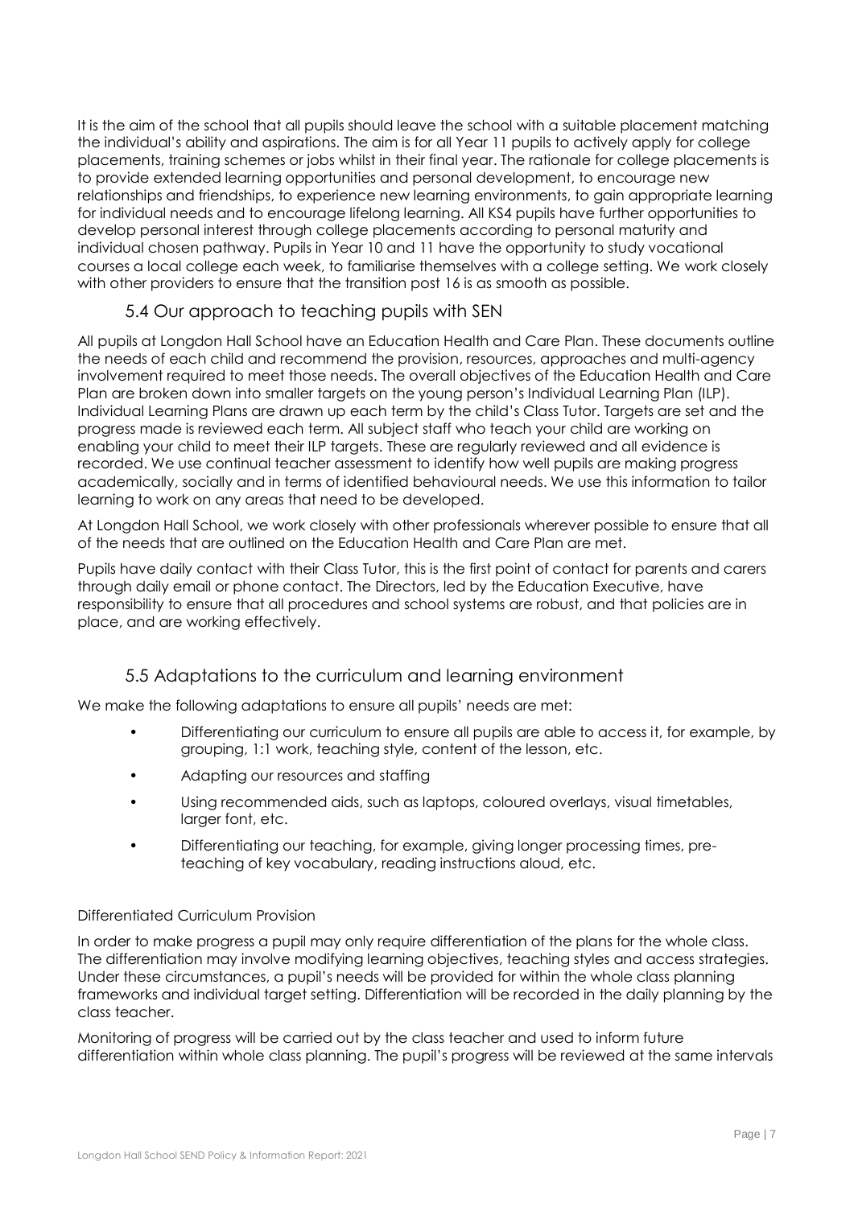It is the aim of the school that all pupils should leave the school with a suitable placement matching the individual's ability and aspirations. The aim is for all Year 11 pupils to actively apply for college placements, training schemes or jobs whilst in their final year. The rationale for college placements is to provide extended learning opportunities and personal development, to encourage new relationships and friendships, to experience new learning environments, to gain appropriate learning for individual needs and to encourage lifelong learning. All KS4 pupils have further opportunities to develop personal interest through college placements according to personal maturity and individual chosen pathway. Pupils in Year 10 and 11 have the opportunity to study vocational courses a local college each week, to familiarise themselves with a college setting. We work closely with other providers to ensure that the transition post 16 is as smooth as possible.

### 5.4 Our approach to teaching pupils with SEN

All pupils at Longdon Hall School have an Education Health and Care Plan. These documents outline the needs of each child and recommend the provision, resources, approaches and multi-agency involvement required to meet those needs. The overall objectives of the Education Health and Care Plan are broken down into smaller targets on the young person's Individual Learning Plan (ILP). Individual Learning Plans are drawn up each term by the child's Class Tutor. Targets are set and the progress made is reviewed each term. All subject staff who teach your child are working on enabling your child to meet their ILP targets. These are regularly reviewed and all evidence is recorded. We use continual teacher assessment to identify how well pupils are making progress academically, socially and in terms of identified behavioural needs. We use this information to tailor learning to work on any areas that need to be developed.

At Longdon Hall School, we work closely with other professionals wherever possible to ensure that all of the needs that are outlined on the Education Health and Care Plan are met.

Pupils have daily contact with their Class Tutor, this is the first point of contact for parents and carers through daily email or phone contact. The Directors, led by the Education Executive, have responsibility to ensure that all procedures and school systems are robust, and that policies are in place, and are working effectively.

### 5.5 Adaptations to the curriculum and learning environment

We make the following adaptations to ensure all pupils' needs are met:

- Differentiating our curriculum to ensure all pupils are able to access it, for example, by grouping, 1:1 work, teaching style, content of the lesson, etc.
- Adapting our resources and staffing
- Using recommended aids, such as laptops, coloured overlays, visual timetables, larger font, etc.
- Differentiating our teaching, for example, giving longer processing times, pre-teaching of key vocabulary, reading instructions aloud, etc.

Differentiated Curriculum Provision

In order to make progress a pupil may only require differentiation of the plans for the whole class. The differentiation may involve modifying learning objectives, teaching styles and access strategies. Under these circumstances, a pupil's needs will be provided for within the whole class planning frameworks and individual target setting. Differentiation will be recorded in the daily planning by the class teacher.

Monitoring of progress will be carried out by the class teacher and used to inform future differentiation within whole class planning. The pupil's progress will be reviewed at the same intervals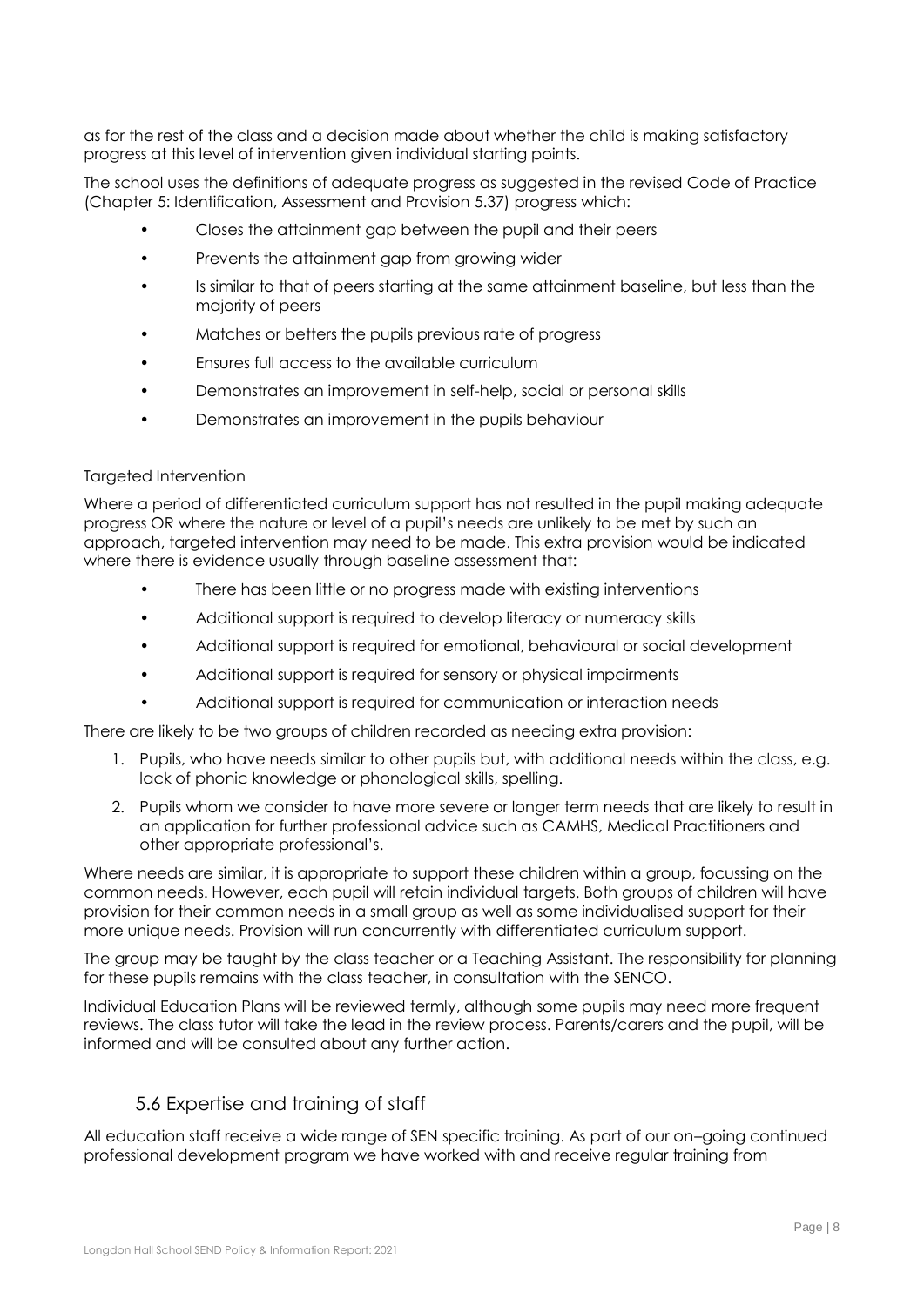as for the rest of the class and a decision made about whether the child is making satisfactory progress at this level of intervention given individual starting points.

The school uses the definitions of adequate progress as suggested in the revised Code of Practice (Chapter 5: Identification, Assessment and Provision 5.37) progress which:

- Closes the attainment gap between the pupil and their peers
- Prevents the attainment gap from growing wider
- Is similar to that of peers starting at the same attainment baseline, but less than the majority of peers
- Matches or betters the pupils previous rate of progress
- Ensures full access to the available curriculum
- Demonstrates an improvement in self-help, social or personal skills
- Demonstrates an improvement in the pupils behaviour

Targeted Intervention

Where a period of differentiated curriculum support has not resulted in the pupil making adequate progress OR where the nature or level of a pupil's needs are unlikely to be met by such an approach, targeted intervention may need to be made. This extra provision would be indicated where there is evidence usually through baseline assessment that:

- There has been little or no progress made with existing interventions
- Additional support is required to develop literacy or numeracy skills
- Additional support is required for emotional, behavioural or social development
- Additional support is required for sensory or physical impairments
- Additional support is required for communication or interaction needs

There are likely to be two groups of children recorded as needing extra provision:

1. Pupils, who have needs similar to other pupils but, with additional needs within the class, e.g. lack of phonic knowledge or phonological skills, spelling.
2. Pupils whom we consider to have more severe or longer term needs that are likely to result in an application for further professional advice such as CAMHS, Medical Practitioners and other appropriate professional's.

Where needs are similar, it is appropriate to support these children within a group, focussing on the common needs. However, each pupil will retain individual targets. Both groups of children will have provision for their common needs in a small group as well as some individualised support for their more unique needs. Provision will run concurrently with differentiated curriculum support.

The group may be taught by the class teacher or a Teaching Assistant. The responsibility for planning for these pupils remains with the class teacher, in consultation with the SENCO.

Individual Education Plans will be reviewed termly, although some pupils may need more frequent reviews. The class tutor will take the lead in the review process. Parents/carers and the pupil, will be informed and will be consulted about any further action.

## 5.6 Expertise and training of staff

All education staff receive a wide range of SEN specific training. As part of our on–going continued professional development program we have worked with and receive regular training from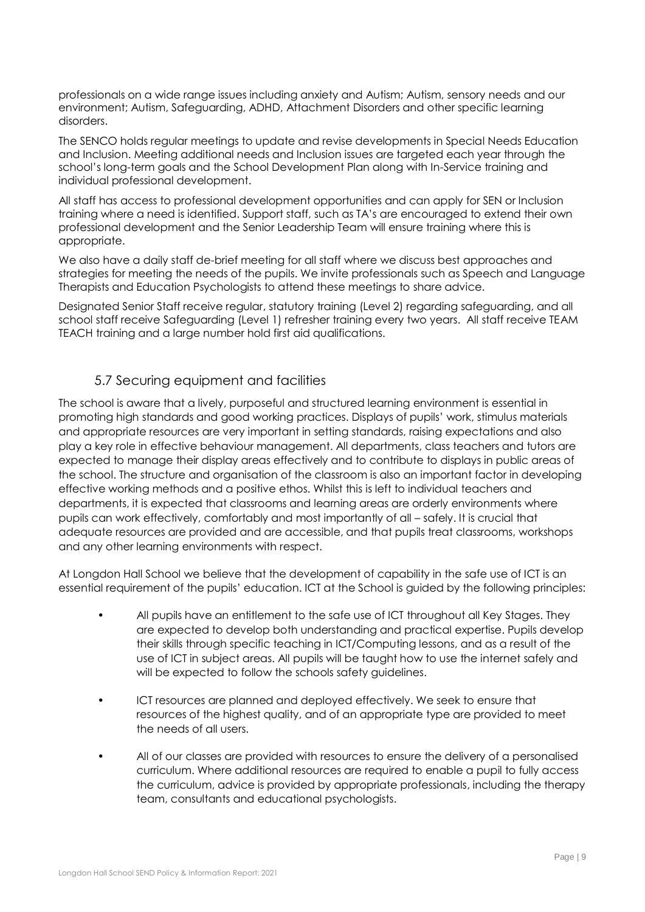professionals on a wide range issues including anxiety and Autism; Autism, sensory needs and our environment; Autism, Safeguarding, ADHD, Attachment Disorders and other specific learning disorders.

The SENCO holds regular meetings to update and revise developments in Special Needs Education and Inclusion. Meeting additional needs and Inclusion issues are targeted each year through the school's long-term goals and the School Development Plan along with In-Service training and individual professional development.

All staff has access to professional development opportunities and can apply for SEN or Inclusion training where a need is identified. Support staff, such as TA's are encouraged to extend their own professional development and the Senior Leadership Team will ensure training where this is appropriate.

We also have a daily staff de-brief meeting for all staff where we discuss best approaches and strategies for meeting the needs of the pupils. We invite professionals such as Speech and Language Therapists and Education Psychologists to attend these meetings to share advice.

Designated Senior Staff receive regular, statutory training (Level 2) regarding safeguarding, and all school staff receive Safeguarding (Level 1) refresher training every two years. All staff receive TEAM TEACH training and a large number hold first aid qualifications.

## 5.7 Securing equipment and facilities

The school is aware that a lively, purposeful and structured learning environment is essential in promoting high standards and good working practices. Displays of pupils' work, stimulus materials and appropriate resources are very important in setting standards, raising expectations and also play a key role in effective behaviour management. All departments, class teachers and tutors are expected to manage their display areas effectively and to contribute to displays in public areas of the school. The structure and organisation of the classroom is also an important factor in developing effective working methods and a positive ethos. Whilst this is left to individual teachers and departments, it is expected that classrooms and learning areas are orderly environments where pupils can work effectively, comfortably and most importantly of all – safely. It is crucial that adequate resources are provided and are accessible, and that pupils treat classrooms, workshops and any other learning environments with respect.

At Longdon Hall School we believe that the development of capability in the safe use of ICT is an essential requirement of the pupils' education. ICT at the School is guided by the following principles:

- All pupils have an entitlement to the safe use of ICT throughout all Key Stages. They are expected to develop both understanding and practical expertise. Pupils develop their skills through specific teaching in ICT/Computing lessons, and as a result of the use of ICT in subject areas. All pupils will be taught how to use the internet safely and will be expected to follow the schools safety guidelines.

- ICT resources are planned and deployed effectively. We seek to ensure that resources of the highest quality, and of an appropriate type are provided to meet the needs of all users.

- All of our classes are provided with resources to ensure the delivery of a personalised curriculum. Where additional resources are required to enable a pupil to fully access the curriculum, advice is provided by appropriate professionals, including the therapy team, consultants and educational psychologists.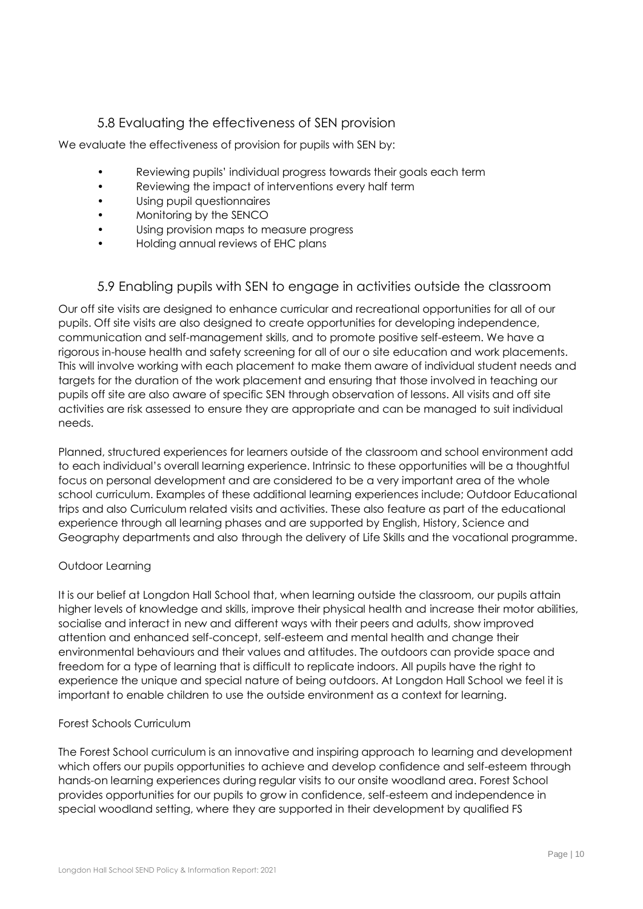## 5.8 Evaluating the effectiveness of SEN provision

We evaluate the effectiveness of provision for pupils with SEN by:

- Reviewing pupils' individual progress towards their goals each term
- Reviewing the impact of interventions every half term
- Using pupil questionnaires
- Monitoring by the SENCO
- Using provision maps to measure progress
- Holding annual reviews of EHC plans

## 5.9 Enabling pupils with SEN to engage in activities outside the classroom

Our off site visits are designed to enhance curricular and recreational opportunities for all of our pupils. Off site visits are also designed to create opportunities for developing independence, communication and self-management skills, and to promote positive self-esteem. We have a rigorous in-house health and safety screening for all of our o site education and work placements. This will involve working with each placement to make them aware of individual student needs and targets for the duration of the work placement and ensuring that those involved in teaching our pupils off site are also aware of specific SEN through observation of lessons. All visits and off site activities are risk assessed to ensure they are appropriate and can be managed to suit individual needs.

Planned, structured experiences for learners outside of the classroom and school environment add to each individual's overall learning experience. Intrinsic to these opportunities will be a thoughtful focus on personal development and are considered to be a very important area of the whole school curriculum. Examples of these additional learning experiences include; Outdoor Educational trips and also Curriculum related visits and activities. These also feature as part of the educational experience through all learning phases and are supported by English, History, Science and Geography departments and also through the delivery of Life Skills and the vocational programme.

Outdoor Learning

It is our belief at Longdon Hall School that, when learning outside the classroom, our pupils attain higher levels of knowledge and skills, improve their physical health and increase their motor abilities, socialise and interact in new and different ways with their peers and adults, show improved attention and enhanced self-concept, self-esteem and mental health and change their environmental behaviours and their values and attitudes. The outdoors can provide space and freedom for a type of learning that is difficult to replicate indoors. All pupils have the right to experience the unique and special nature of being outdoors. At Longdon Hall School we feel it is important to enable children to use the outside environment as a context for learning.

Forest Schools Curriculum

The Forest School curriculum is an innovative and inspiring approach to learning and development which offers our pupils opportunities to achieve and develop confidence and self-esteem through hands-on learning experiences during regular visits to our onsite woodland area. Forest School provides opportunities for our pupils to grow in confidence, self-esteem and independence in special woodland setting, where they are supported in their development by qualified FS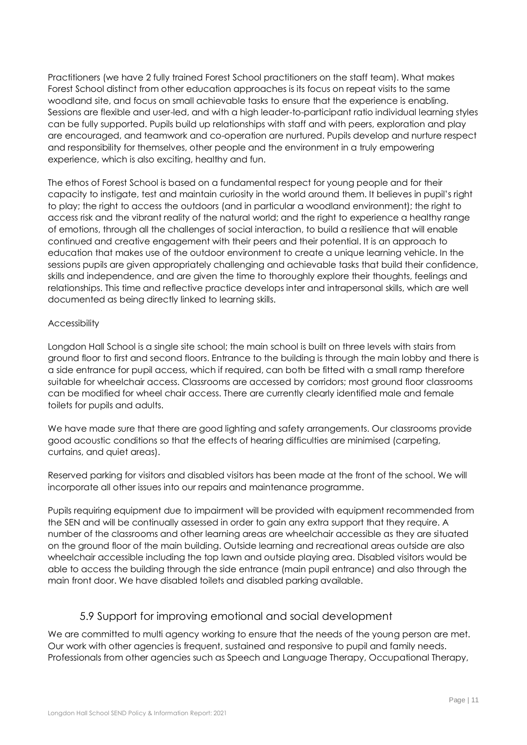Practitioners (we have 2 fully trained Forest School practitioners on the staff team). What makes Forest School distinct from other education approaches is its focus on repeat visits to the same woodland site, and focus on small achievable tasks to ensure that the experience is enabling. Sessions are flexible and user-led, and with a high leader-to-participant ratio individual learning styles can be fully supported. Pupils build up relationships with staff and with peers, exploration and play are encouraged, and teamwork and co-operation are nurtured. Pupils develop and nurture respect and responsibility for themselves, other people and the environment in a truly empowering experience, which is also exciting, healthy and fun.

The ethos of Forest School is based on a fundamental respect for young people and for their capacity to instigate, test and maintain curiosity in the world around them. It believes in pupil's right to play; the right to access the outdoors (and in particular a woodland environment); the right to access risk and the vibrant reality of the natural world; and the right to experience a healthy range of emotions, through all the challenges of social interaction, to build a resilience that will enable continued and creative engagement with their peers and their potential. It is an approach to education that makes use of the outdoor environment to create a unique learning vehicle. In the sessions pupils are given appropriately challenging and achievable tasks that build their confidence, skills and independence, and are given the time to thoroughly explore their thoughts, feelings and relationships. This time and reflective practice develops inter and intrapersonal skills, which are well documented as being directly linked to learning skills.

Accessibility

Longdon Hall School is a single site school; the main school is built on three levels with stairs from ground floor to first and second floors. Entrance to the building is through the main lobby and there is a side entrance for pupil access, which if required, can both be fitted with a small ramp therefore suitable for wheelchair access. Classrooms are accessed by corridors; most ground floor classrooms can be modified for wheel chair access. There are currently clearly identified male and female toilets for pupils and adults.

We have made sure that there are good lighting and safety arrangements. Our classrooms provide good acoustic conditions so that the effects of hearing difficulties are minimised (carpeting, curtains, and quiet areas).

Reserved parking for visitors and disabled visitors has been made at the front of the school. We will incorporate all other issues into our repairs and maintenance programme.

Pupils requiring equipment due to impairment will be provided with equipment recommended from the SEN and will be continually assessed in order to gain any extra support that they require. A number of the classrooms and other learning areas are wheelchair accessible as they are situated on the ground floor of the main building. Outside learning and recreational areas outside are also wheelchair accessible including the top lawn and outside playing area. Disabled visitors would be able to access the building through the side entrance (main pupil entrance) and also through the main front door. We have disabled toilets and disabled parking available.

## 5.9 Support for improving emotional and social development

We are committed to multi agency working to ensure that the needs of the young person are met. Our work with other agencies is frequent, sustained and responsive to pupil and family needs. Professionals from other agencies such as Speech and Language Therapy, Occupational Therapy,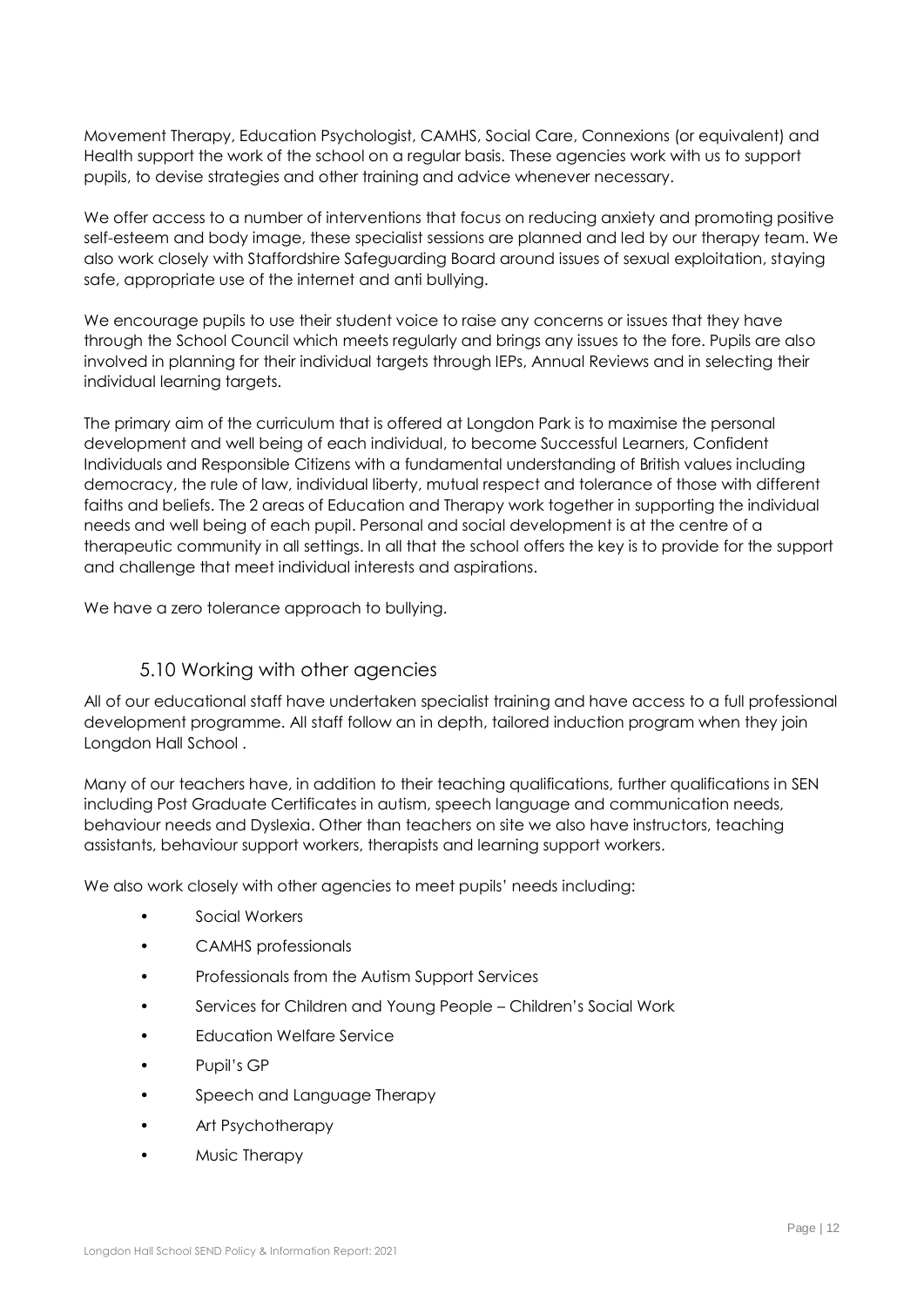Movement Therapy, Education Psychologist, CAMHS, Social Care, Connexions (or equivalent) and Health support the work of the school on a regular basis. These agencies work with us to support pupils, to devise strategies and other training and advice whenever necessary.

We offer access to a number of interventions that focus on reducing anxiety and promoting positive self-esteem and body image, these specialist sessions are planned and led by our therapy team. We also work closely with Staffordshire Safeguarding Board around issues of sexual exploitation, staying safe, appropriate use of the internet and anti bullying.

We encourage pupils to use their student voice to raise any concerns or issues that they have through the School Council which meets regularly and brings any issues to the fore. Pupils are also involved in planning for their individual targets through IEPs, Annual Reviews and in selecting their individual learning targets.

The primary aim of the curriculum that is offered at Longdon Park is to maximise the personal development and well being of each individual, to become Successful Learners, Confident Individuals and Responsible Citizens with a fundamental understanding of British values including democracy, the rule of law, individual liberty, mutual respect and tolerance of those with different faiths and beliefs. The 2 areas of Education and Therapy work together in supporting the individual needs and well being of each pupil. Personal and social development is at the centre of a therapeutic community in all settings. In all that the school offers the key is to provide for the support and challenge that meet individual interests and aspirations.

We have a zero tolerance approach to bullying.

### 5.10 Working with other agencies

All of our educational staff have undertaken specialist training and have access to a full professional development programme. All staff follow an in depth, tailored induction program when they join Longdon Hall School .

Many of our teachers have, in addition to their teaching qualifications, further qualifications in SEN including Post Graduate Certificates in autism, speech language and communication needs, behaviour needs and Dyslexia. Other than teachers on site we also have instructors, teaching assistants, behaviour support workers, therapists and learning support workers.

We also work closely with other agencies to meet pupils' needs including:

- Social Workers
- CAMHS professionals
- Professionals from the Autism Support Services
- Services for Children and Young People – Children's Social Work
- Education Welfare Service
- Pupil's GP
- Speech and Language Therapy
- Art Psychotherapy
- Music Therapy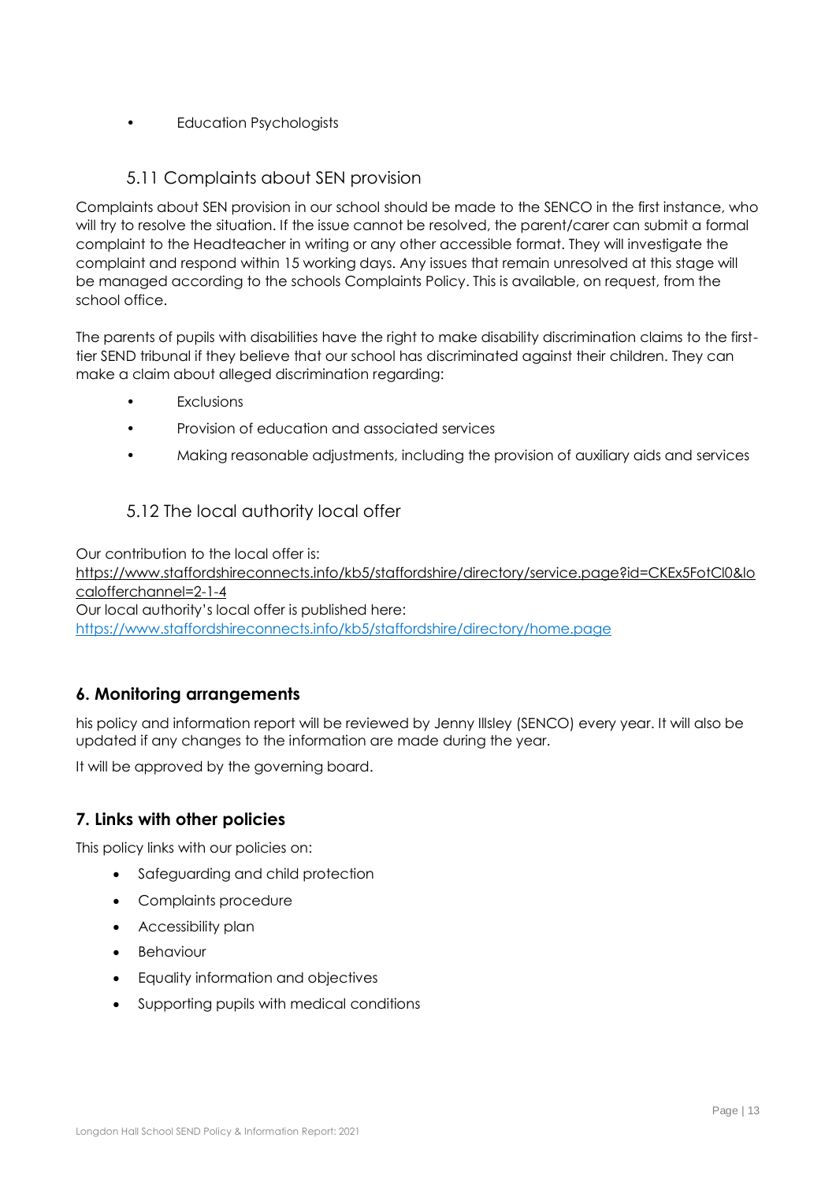- Education Psychologists

### 5.11 Complaints about SEN provision

Complaints about SEN provision in our school should be made to the SENCO in the first instance, who will try to resolve the situation. If the issue cannot be resolved, the parent/carer can submit a formal complaint to the Headteacher in writing or any other accessible format. They will investigate the complaint and respond within 15 working days. Any issues that remain unresolved at this stage will be managed according to the schools Complaints Policy. This is available, on request, from the school office.

The parents of pupils with disabilities have the right to make disability discrimination claims to the first-tier SEND tribunal if they believe that our school has discriminated against their children. They can make a claim about alleged discrimination regarding:

- Exclusions
- Provision of education and associated services
- Making reasonable adjustments, including the provision of auxiliary aids and services

### 5.12 The local authority local offer

Our contribution to the local offer is:
https://www.staffordshireconnects.info/kb5/staffordshire/directory/service.page?id=CKEx5FotCl0&localofferchannel=2-1-4
Our local authority's local offer is published here:
https://www.staffordshireconnects.info/kb5/staffordshire/directory/home.page

## 6. Monitoring arrangements

his policy and information report will be reviewed by Jenny Illsley (SENCO) every year. It will also be updated if any changes to the information are made during the year.

It will be approved by the governing board.

## 7. Links with other policies

This policy links with our policies on:

- Safeguarding and child protection
- Complaints procedure
- Accessibility plan
- Behaviour
- Equality information and objectives
- Supporting pupils with medical conditions